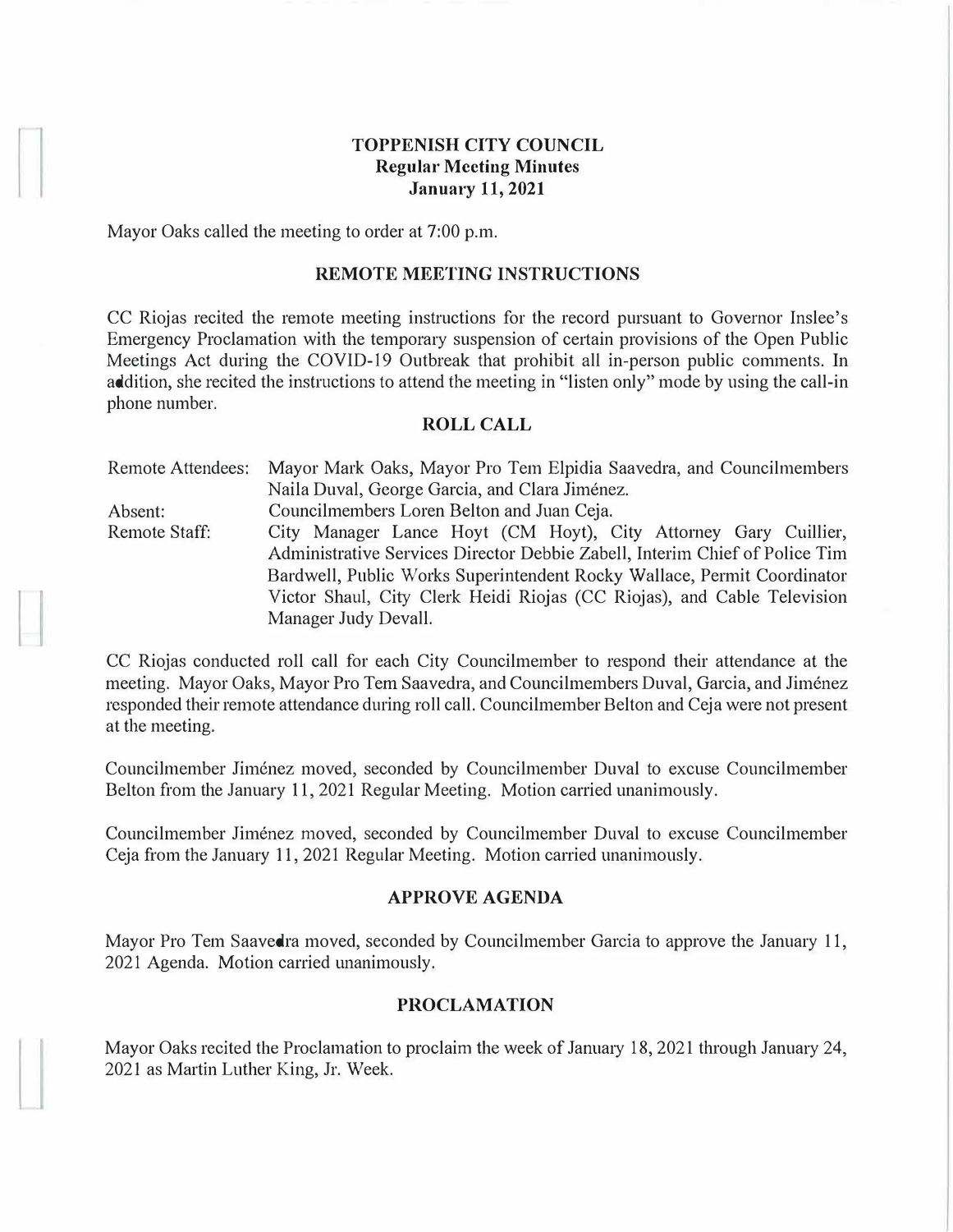# TOPPENISH CITY COUNCIL
## Regular Meeting Minutes
## January 11, 2021

Mayor Oaks called the meeting to order at 7:00 p.m.

### REMOTE MEETING INSTRUCTIONS

CC Riojas recited the remote meeting instructions for the record pursuant to Governor Inslee's Emergency Proclamation with the temporary suspension of certain provisions of the Open Public Meetings Act during the COVID-19 Outbreak that prohibit all in-person public comments. In addition, she recited the instructions to attend the meeting in "listen only" mode by using the call-in phone number.

### ROLL CALL

| | |
|---|---|
| Remote Attendees: | Mayor Mark Oaks, Mayor Pro Tem Elpidia Saavedra, and Councilmembers Naila Duval, George Garcia, and Clara Jiménez. |
| Absent: | Councilmembers Loren Belton and Juan Ceja. |
| Remote Staff: | City Manager Lance Hoyt (CM Hoyt), City Attorney Gary Cuillier, Administrative Services Director Debbie Zabell, Interim Chief of Police Tim Bardwell, Public Works Superintendent Rocky Wallace, Permit Coordinator Victor Shaul, City Clerk Heidi Riojas (CC Riojas), and Cable Television Manager Judy Devall. |

CC Riojas conducted roll call for each City Councilmember to respond their attendance at the meeting. Mayor Oaks, Mayor Pro Tem Saavedra, and Councilmembers Duval, Garcia, and Jiménez responded their remote attendance during roll call. Councilmember Belton and Ceja were not present at the meeting.

Councilmember Jiménez moved, seconded by Councilmember Duval to excuse Councilmember Belton from the January 11, 2021 Regular Meeting. Motion carried unanimously.

Councilmember Jiménez moved, seconded by Councilmember Duval to excuse Councilmember Ceja from the January 11, 2021 Regular Meeting. Motion carried unanimously.

### APPROVE AGENDA

Mayor Pro Tem Saavedra moved, seconded by Councilmember Garcia to approve the January 11, 2021 Agenda. Motion carried unanimously.

### PROCLAMATION

Mayor Oaks recited the Proclamation to proclaim the week of January 18, 2021 through January 24, 2021 as Martin Luther King, Jr. Week.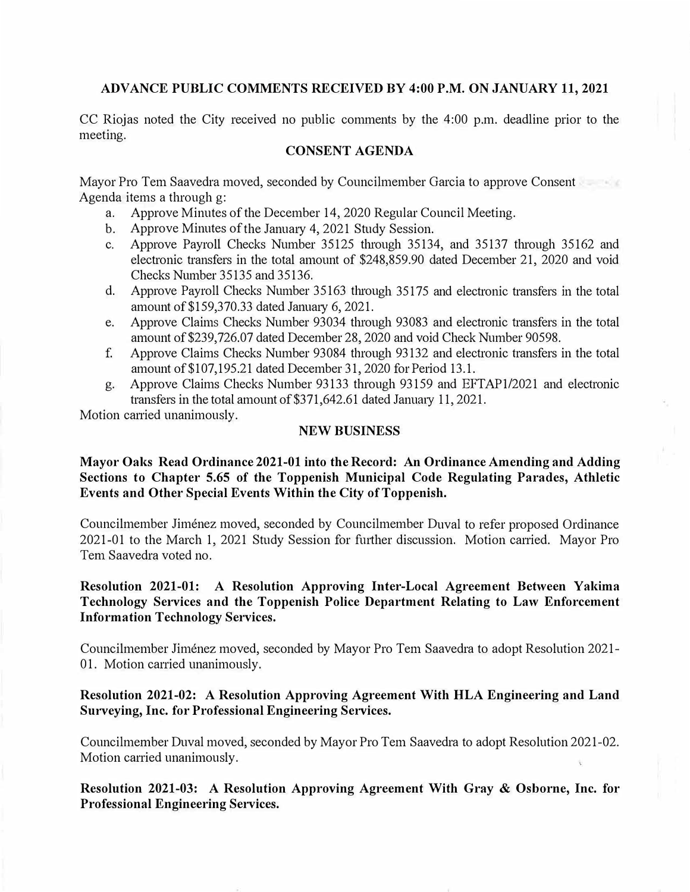**ADVANCE PUBLIC COMMENTS RECEIVED BY 4:00 P.M. ON JANUARY 11, 2021**

CC Riojas noted the City received no public comments by the 4:00 p.m. deadline prior to the meeting.

**CONSENT AGENDA**

Mayor Pro Tem Saavedra moved, seconded by Councilmember Garcia to approve Consent Agenda items a through g:

a. Approve Minutes of the December 14, 2020 Regular Council Meeting.
b. Approve Minutes of the January 4, 2021 Study Session.
c. Approve Payroll Checks Number 35125 through 35134, and 35137 through 35162 and electronic transfers in the total amount of $248,859.90 dated December 21, 2020 and void Checks Number 35135 and 35136.
d. Approve Payroll Checks Number 35163 through 35175 and electronic transfers in the total amount of $159,370.33 dated January 6, 2021.
e. Approve Claims Checks Number 93034 through 93083 and electronic transfers in the total amount of $239,726.07 dated December 28, 2020 and void Check Number 90598.
f. Approve Claims Checks Number 93084 through 93132 and electronic transfers in the total amount of $107,195.21 dated December 31, 2020 for Period 13.1.
g. Approve Claims Checks Number 93133 through 93159 and EFTAP1/2021 and electronic transfers in the total amount of $371,642.61 dated January 11, 2021.

Motion carried unanimously.

**NEW BUSINESS**

**Mayor Oaks Read Ordinance 2021-01 into the Record: An Ordinance Amending and Adding Sections to Chapter 5.65 of the Toppenish Municipal Code Regulating Parades, Athletic Events and Other Special Events Within the City of Toppenish.**

Councilmember Jiménez moved, seconded by Councilmember Duval to refer proposed Ordinance 2021-01 to the March 1, 2021 Study Session for further discussion. Motion carried. Mayor Pro Tem Saavedra voted no.

**Resolution 2021-01: A Resolution Approving Inter-Local Agreement Between Yakima Technology Services and the Toppenish Police Department Relating to Law Enforcement Information Technology Services.**

Councilmember Jiménez moved, seconded by Mayor Pro Tem Saavedra to adopt Resolution 2021-01. Motion carried unanimously.

**Resolution 2021-02: A Resolution Approving Agreement With HLA Engineering and Land Surveying, Inc. for Professional Engineering Services.**

Councilmember Duval moved, seconded by Mayor Pro Tem Saavedra to adopt Resolution 2021-02. Motion carried unanimously.

**Resolution 2021-03: A Resolution Approving Agreement With Gray & Osborne, Inc. for Professional Engineering Services.**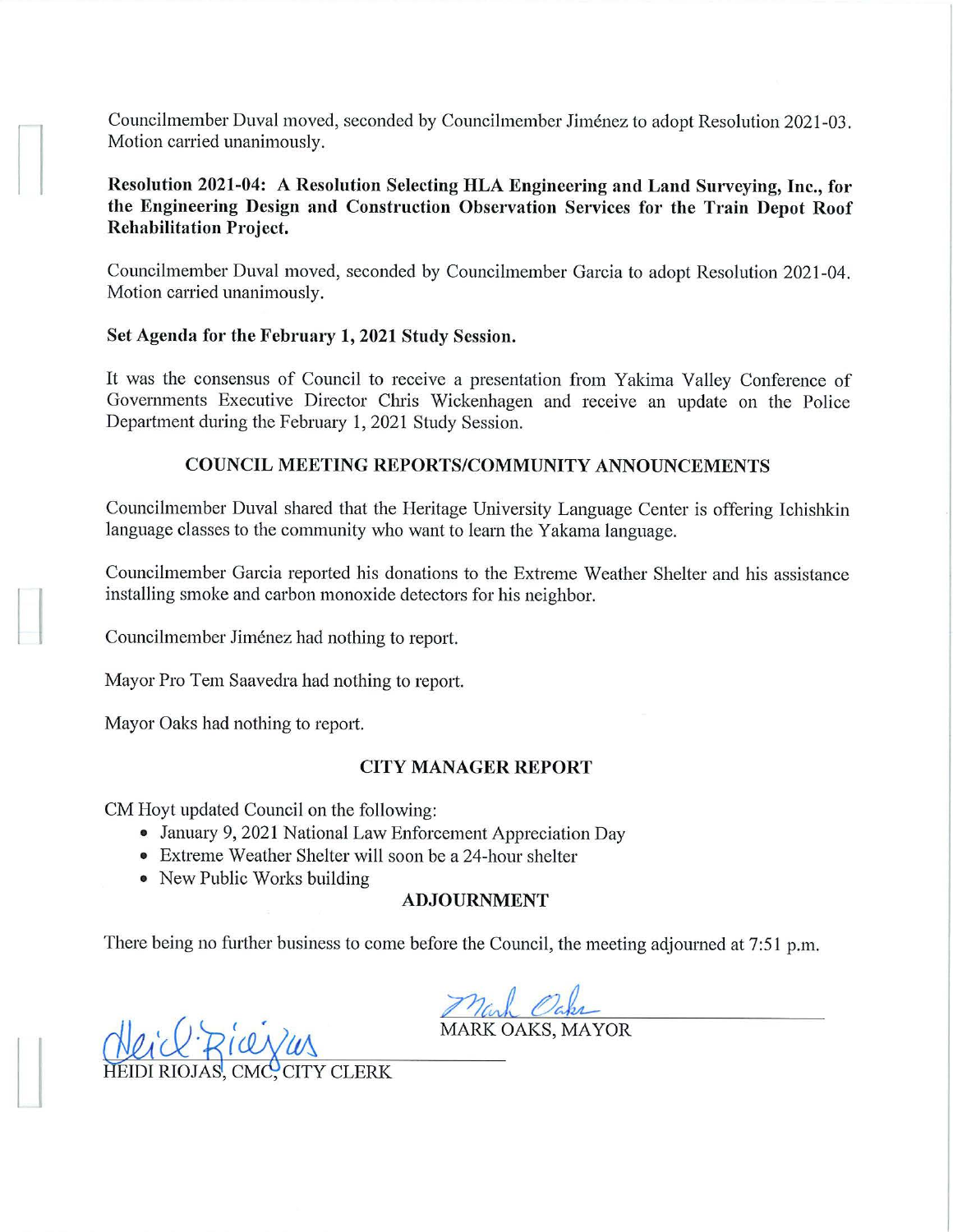Councilmember Duval moved, seconded by Councilmember Jiménez to adopt Resolution 2021-03. Motion carried unanimously.

**Resolution 2021-04: A Resolution Selecting HLA Engineering and Land Surveying, Inc., for the Engineering Design and Construction Observation Services for the Train Depot Roof Rehabilitation Project.**

Councilmember Duval moved, seconded by Councilmember Garcia to adopt Resolution 2021-04. Motion carried unanimously.

**Set Agenda for the February 1, 2021 Study Session.**

It was the consensus of Council to receive a presentation from Yakima Valley Conference of Governments Executive Director Chris Wickenhagen and receive an update on the Police Department during the February 1, 2021 Study Session.

## COUNCIL MEETING REPORTS/COMMUNITY ANNOUNCEMENTS

Councilmember Duval shared that the Heritage University Language Center is offering Ichishkin language classes to the community who want to learn the Yakama language.

Councilmember Garcia reported his donations to the Extreme Weather Shelter and his assistance installing smoke and carbon monoxide detectors for his neighbor.

Councilmember Jiménez had nothing to report.

Mayor Pro Tem Saavedra had nothing to report.

Mayor Oaks had nothing to report.

## CITY MANAGER REPORT

CM Hoyt updated Council on the following:

- January 9, 2021 National Law Enforcement Appreciation Day
- Extreme Weather Shelter will soon be a 24-hour shelter
- New Public Works building

## ADJOURNMENT

There being no further business to come before the Council, the meeting adjourned at 7:51 p.m.

Mark Oaks

MARK OAKS, MAYOR

Heidi Riojas

HEIDI RIOJAS, CMC, CITY CLERK